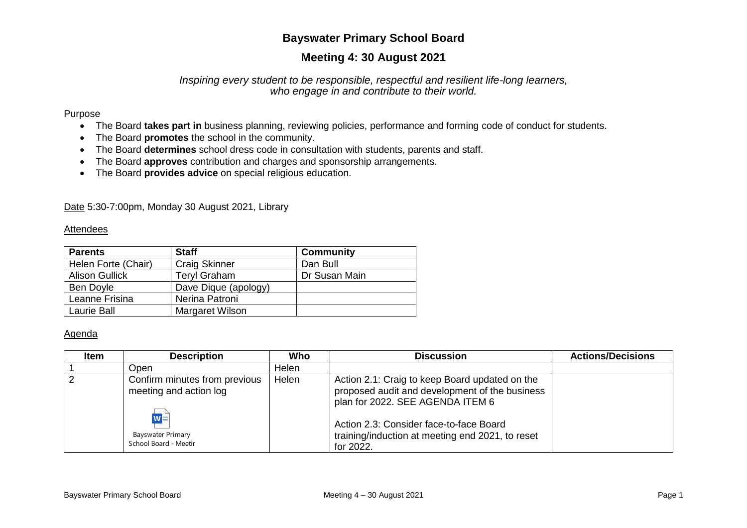# Bayswater Primary School Board

## Meeting 4: 30 August 2021

*Inspiring every student to be responsible, respectful and resilient life-long learners, who engage in and contribute to their world.*

Purpose

- The Board **takes part in** business planning, reviewing policies, performance and forming code of conduct for students.
- The Board **promotes** the school in the community.
- The Board **determines** school dress code in consultation with students, parents and staff.
- The Board **approves** contribution and charges and sponsorship arrangements.
- The Board **provides advice** on special religious education.

Date 5:30-7:00pm, Monday 30 August 2021, Library

Attendees

| Parents | Staff | Community |
|---|---|---|
| Helen Forte (Chair) | Craig Skinner | Dan Bull |
| Alison Gullick | Teryl Graham | Dr Susan Main |
| Ben Doyle | Dave Dique (apology) | |
| Leanne Frisina | Nerina Patroni | |
| Laurie Ball | Margaret Wilson | |

Agenda

| Item | Description | Who | Discussion | Actions/Decisions |
|---|---|---|---|---|
| 1 | Open | Helen | | |
| 2 | Confirm minutes from previous meeting and action log<br><br>Bayswater Primary School Board - Meetir | Helen | Action 2.1: Craig to keep Board updated on the proposed audit and development of the business plan for 2022. SEE AGENDA ITEM 6<br><br>Action 2.3: Consider face-to-face Board training/induction at meeting end 2021, to reset for 2022. | |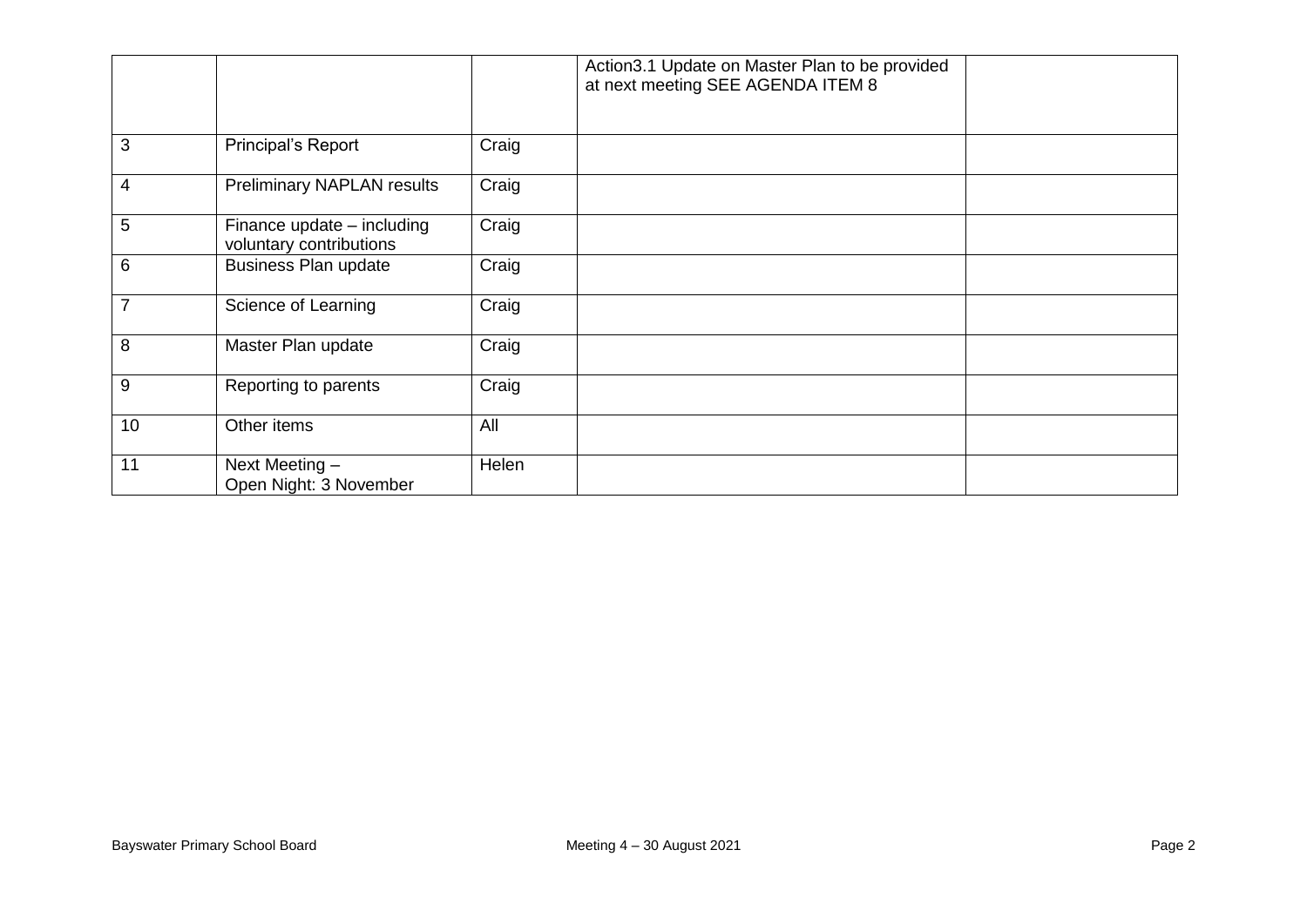| | | | | |
|---|---|---|---|---|
| | | | Action3.1 Update on Master Plan to be provided at next meeting SEE AGENDA ITEM 8 | |
| 3 | Principal's Report | Craig | | |
| 4 | Preliminary NAPLAN results | Craig | | |
| 5 | Finance update – including voluntary contributions | Craig | | |
| 6 | Business Plan update | Craig | | |
| 7 | Science of Learning | Craig | | |
| 8 | Master Plan update | Craig | | |
| 9 | Reporting to parents | Craig | | |
| 10 | Other items | All | | |
| 11 | Next Meeting – Open Night: 3 November | Helen | | |